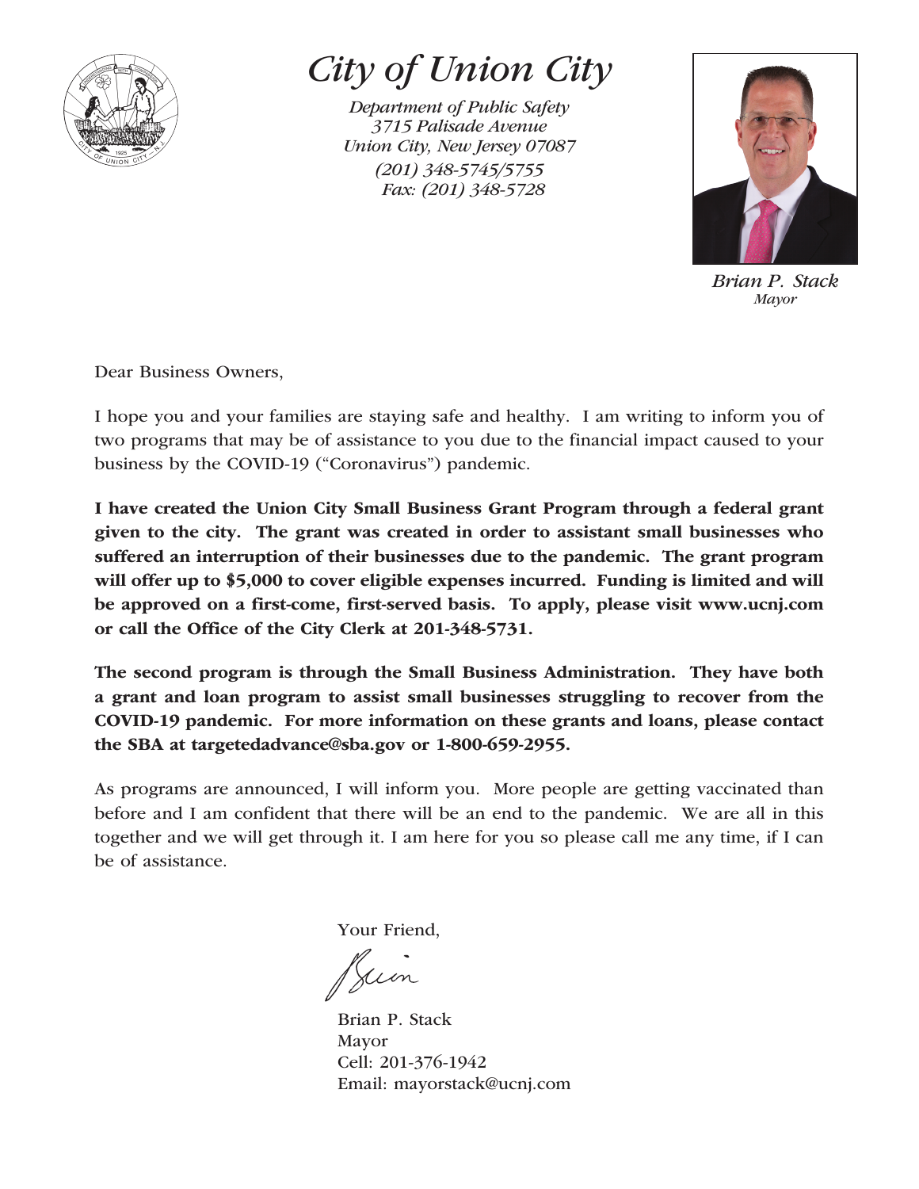# City of Union City

*Department of Public Safety*
*3715 Palisade Avenue*
*Union City, New Jersey 07087*
*(201) 348-5745/5755*
*Fax: (201) 348-5728*

*Brian P. Stack*
*Mayor*

Dear Business Owners,

I hope you and your families are staying safe and healthy. I am writing to inform you of two programs that may be of assistance to you due to the financial impact caused to your business by the COVID-19 ("Coronavirus") pandemic.

**I have created the Union City Small Business Grant Program through a federal grant given to the city. The grant was created in order to assistant small businesses who suffered an interruption of their businesses due to the pandemic. The grant program will offer up to $5,000 to cover eligible expenses incurred. Funding is limited and will be approved on a first-come, first-served basis. To apply, please visit www.ucnj.com or call the Office of the City Clerk at 201-348-5731.**

**The second program is through the Small Business Administration. They have both a grant and loan program to assist small businesses struggling to recover from the COVID-19 pandemic. For more information on these grants and loans, please contact the SBA at targetedadvance@sba.gov or 1-800-659-2955.**

As programs are announced, I will inform you. More people are getting vaccinated than before and I am confident that there will be an end to the pandemic. We are all in this together and we will get through it. I am here for you so please call me any time, if I can be of assistance.

Your Friend,

Brian P. Stack
Mayor
Cell: 201-376-1942
Email: mayorstack@ucnj.com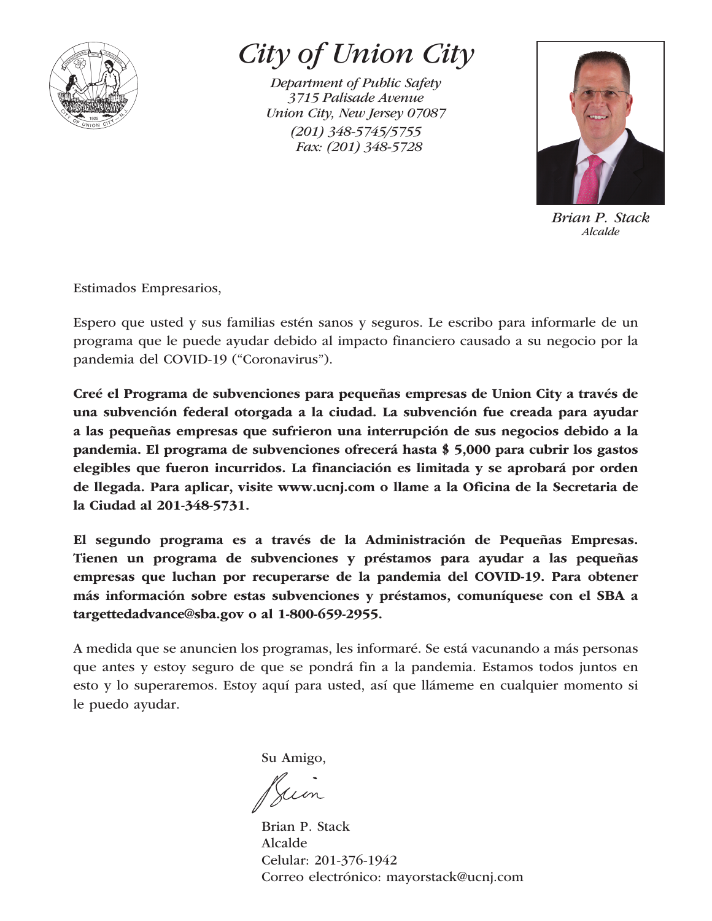# *City of Union City*

*Department of Public Safety*
*3715 Palisade Avenue*
*Union City, New Jersey 07087*
*(201) 348-5745/5755*
*Fax: (201) 348-5728*

*Brian P. Stack*
*Alcalde*

Estimados Empresarios,

Espero que usted y sus familias estén sanos y seguros. Le escribo para informarle de un programa que le puede ayudar debido al impacto financiero causado a su negocio por la pandemia del COVID-19 ("Coronavirus").

**Creé el Programa de subvenciones para pequeñas empresas de Union City a través de una subvención federal otorgada a la ciudad. La subvención fue creada para ayudar a las pequeñas empresas que sufrieron una interrupción de sus negocios debido a la pandemia. El programa de subvenciones ofrecerá hasta $ 5,000 para cubrir los gastos elegibles que fueron incurridos. La financiación es limitada y se aprobará por orden de llegada. Para aplicar, visite www.ucnj.com o llame a la Oficina de la Secretaria de la Ciudad al 201-348-5731.**

**El segundo programa es a través de la Administración de Pequeñas Empresas. Tienen un programa de subvenciones y préstamos para ayudar a las pequeñas empresas que luchan por recuperarse de la pandemia del COVID-19. Para obtener más información sobre estas subvenciones y préstamos, comuníquese con el SBA a targettedadvance@sba.gov o al 1-800-659-2955.**

A medida que se anuncien los programas, les informaré. Se está vacunando a más personas que antes y estoy seguro de que se pondrá fin a la pandemia. Estamos todos juntos en esto y lo superaremos. Estoy aquí para usted, así que llámeme en cualquier momento si le puedo ayudar.

Su Amigo,

Brian P. Stack
Alcalde
Celular: 201-376-1942
Correo electrónico: mayorstack@ucnj.com